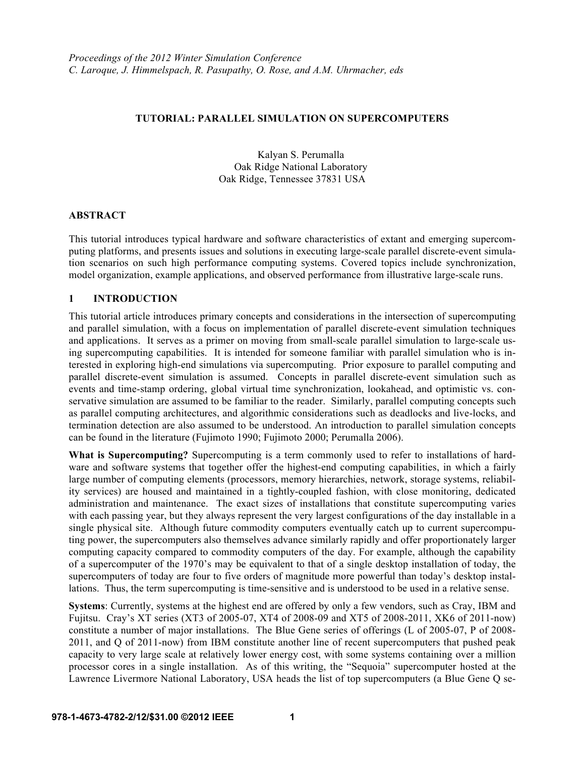*Proceedings of the 2012 Winter Simulation Conference*
*C. Laroque, J. Himmelspach, R. Pasupathy, O. Rose, and A.M. Uhrmacher, eds*

# TUTORIAL: PARALLEL SIMULATION ON SUPERCOMPUTERS

Kalyan S. Perumalla
Oak Ridge National Laboratory
Oak Ridge, Tennessee 37831 USA

## ABSTRACT

This tutorial introduces typical hardware and software characteristics of extant and emerging supercomputing platforms, and presents issues and solutions in executing large-scale parallel discrete-event simulation scenarios on such high performance computing systems. Covered topics include synchronization, model organization, example applications, and observed performance from illustrative large-scale runs.

## 1 INTRODUCTION

This tutorial article introduces primary concepts and considerations in the intersection of supercomputing and parallel simulation, with a focus on implementation of parallel discrete-event simulation techniques and applications. It serves as a primer on moving from small-scale parallel simulation to large-scale using supercomputing capabilities. It is intended for someone familiar with parallel simulation who is interested in exploring high-end simulations via supercomputing. Prior exposure to parallel computing and parallel discrete-event simulation is assumed. Concepts in parallel discrete-event simulation such as events and time-stamp ordering, global virtual time synchronization, lookahead, and optimistic vs. conservative simulation are assumed to be familiar to the reader. Similarly, parallel computing concepts such as parallel computing architectures, and algorithmic considerations such as deadlocks and live-locks, and termination detection are also assumed to be understood. An introduction to parallel simulation concepts can be found in the literature (Fujimoto 1990; Fujimoto 2000; Perumalla 2006).

**What is Supercomputing?** Supercomputing is a term commonly used to refer to installations of hardware and software systems that together offer the highest-end computing capabilities, in which a fairly large number of computing elements (processors, memory hierarchies, network, storage systems, reliability services) are housed and maintained in a tightly-coupled fashion, with close monitoring, dedicated administration and maintenance. The exact sizes of installations that constitute supercomputing varies with each passing year, but they always represent the very largest configurations of the day installable in a single physical site. Although future commodity computers eventually catch up to current supercomputing power, the supercomputers also themselves advance similarly rapidly and offer proportionately larger computing capacity compared to commodity computers of the day. For example, although the capability of a supercomputer of the 1970's may be equivalent to that of a single desktop installation of today, the supercomputers of today are four to five orders of magnitude more powerful than today's desktop installations. Thus, the term supercomputing is time-sensitive and is understood to be used in a relative sense.

**Systems**: Currently, systems at the highest end are offered by only a few vendors, such as Cray, IBM and Fujitsu. Cray's XT series (XT3 of 2005-07, XT4 of 2008-09 and XT5 of 2008-2011, XK6 of 2011-now) constitute a number of major installations. The Blue Gene series of offerings (L of 2005-07, P of 2008-2011, and Q of 2011-now) from IBM constitute another line of recent supercomputers that pushed peak capacity to very large scale at relatively lower energy cost, with some systems containing over a million processor cores in a single installation. As of this writing, the "Sequoia" supercomputer hosted at the Lawrence Livermore National Laboratory, USA heads the list of top supercomputers (a Blue Gene Q se-

978-1-4673-4782-2/12/$31.00 ©2012 IEEE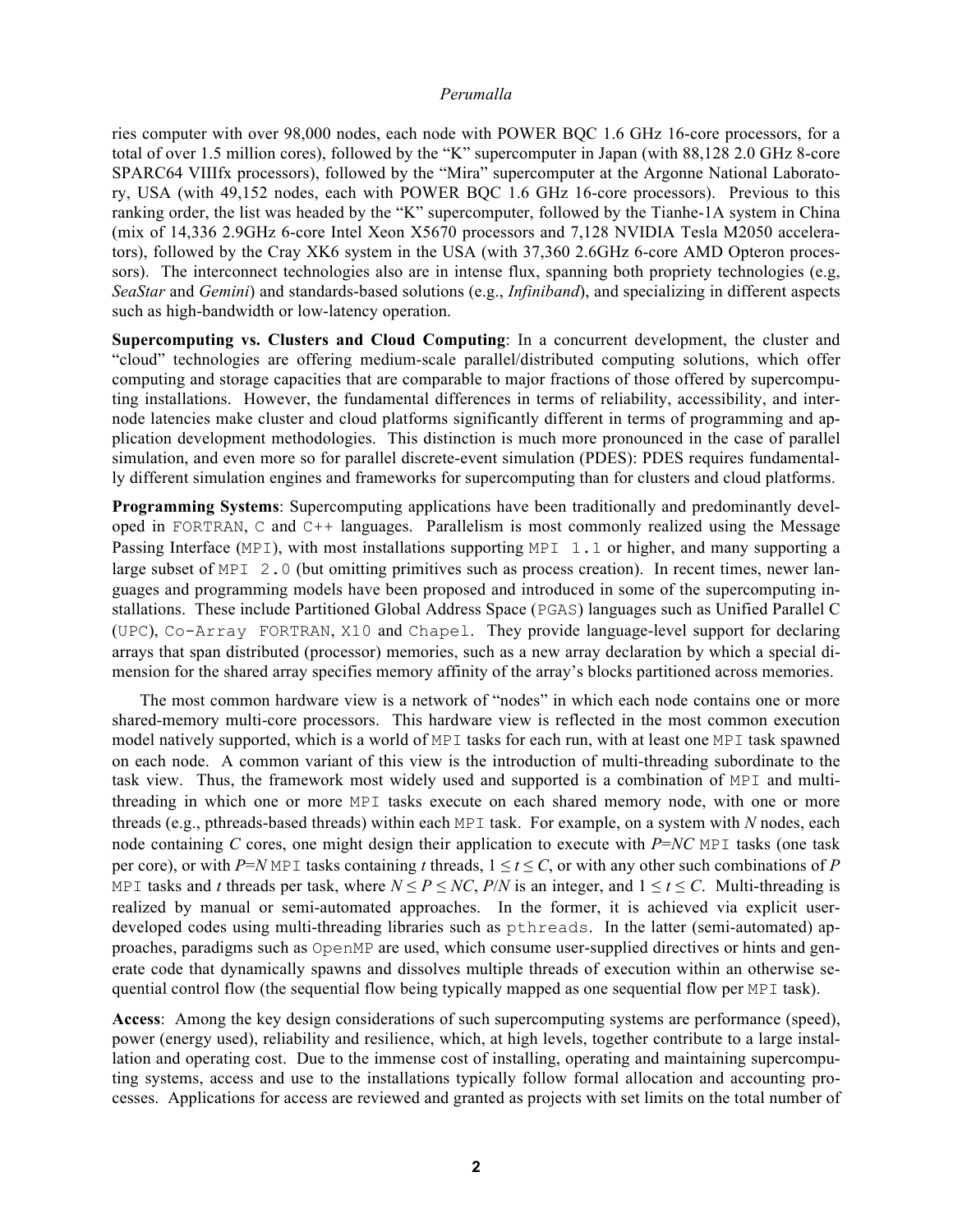ries computer with over 98,000 nodes, each node with POWER BQC 1.6 GHz 16-core processors, for a total of over 1.5 million cores), followed by the "K" supercomputer in Japan (with 88,128 2.0 GHz 8-core SPARC64 VIIIfx processors), followed by the "Mira" supercomputer at the Argonne National Laboratory, USA (with 49,152 nodes, each with POWER BQC 1.6 GHz 16-core processors). Previous to this ranking order, the list was headed by the "K" supercomputer, followed by the Tianhe-1A system in China (mix of 14,336 2.9GHz 6-core Intel Xeon X5670 processors and 7,128 NVIDIA Tesla M2050 accelerators), followed by the Cray XK6 system in the USA (with 37,360 2.6GHz 6-core AMD Opteron processors). The interconnect technologies also are in intense flux, spanning both propriety technologies (e.g, *SeaStar* and *Gemini*) and standards-based solutions (e.g., *Infiniband*), and specializing in different aspects such as high-bandwidth or low-latency operation.

**Supercomputing vs. Clusters and Cloud Computing**: In a concurrent development, the cluster and "cloud" technologies are offering medium-scale parallel/distributed computing solutions, which offer computing and storage capacities that are comparable to major fractions of those offered by supercomputing installations. However, the fundamental differences in terms of reliability, accessibility, and inter-node latencies make cluster and cloud platforms significantly different in terms of programming and application development methodologies. This distinction is much more pronounced in the case of parallel simulation, and even more so for parallel discrete-event simulation (PDES): PDES requires fundamentally different simulation engines and frameworks for supercomputing than for clusters and cloud platforms.

**Programming Systems**: Supercomputing applications have been traditionally and predominantly developed in `FORTRAN`, `C` and `C++` languages. Parallelism is most commonly realized using the Message Passing Interface (`MPI`), with most installations supporting `MPI 1.1` or higher, and many supporting a large subset of `MPI 2.0` (but omitting primitives such as process creation). In recent times, newer languages and programming models have been proposed and introduced in some of the supercomputing installations. These include Partitioned Global Address Space (`PGAS`) languages such as Unified Parallel C (`UPC`), `Co-Array FORTRAN`, `X10` and `Chapel`. They provide language-level support for declaring arrays that span distributed (processor) memories, such as a new array declaration by which a special dimension for the shared array specifies memory affinity of the array's blocks partitioned across memories.

The most common hardware view is a network of "nodes" in which each node contains one or more shared-memory multi-core processors. This hardware view is reflected in the most common execution model natively supported, which is a world of `MPI` tasks for each run, with at least one `MPI` task spawned on each node. A common variant of this view is the introduction of multi-threading subordinate to the task view. Thus, the framework most widely used and supported is a combination of `MPI` and multi-threading in which one or more `MPI` tasks execute on each shared memory node, with one or more threads (e.g., pthreads-based threads) within each `MPI` task. For example, on a system with $N$ nodes, each node containing $C$ cores, one might design their application to execute with $P=NC$ `MPI` tasks (one task per core), or with $P=N$ `MPI` tasks containing $t$ threads, $1 \le t \le C$, or with any other such combinations of $P$ `MPI` tasks and $t$ threads per task, where $N \le P \le NC$, $P/N$ is an integer, and $1 \le t \le C$. Multi-threading is realized by manual or semi-automated approaches. In the former, it is achieved via explicit user-developed codes using multi-threading libraries such as `pthreads`. In the latter (semi-automated) approaches, paradigms such as `OpenMP` are used, which consume user-supplied directives or hints and generate code that dynamically spawns and dissolves multiple threads of execution within an otherwise sequential control flow (the sequential flow being typically mapped as one sequential flow per `MPI` task).

**Access**: Among the key design considerations of such supercomputing systems are performance (speed), power (energy used), reliability and resilience, which, at high levels, together contribute to a large installation and operating cost. Due to the immense cost of installing, operating and maintaining supercomputing systems, access and use to the installations typically follow formal allocation and accounting processes. Applications for access are reviewed and granted as projects with set limits on the total number of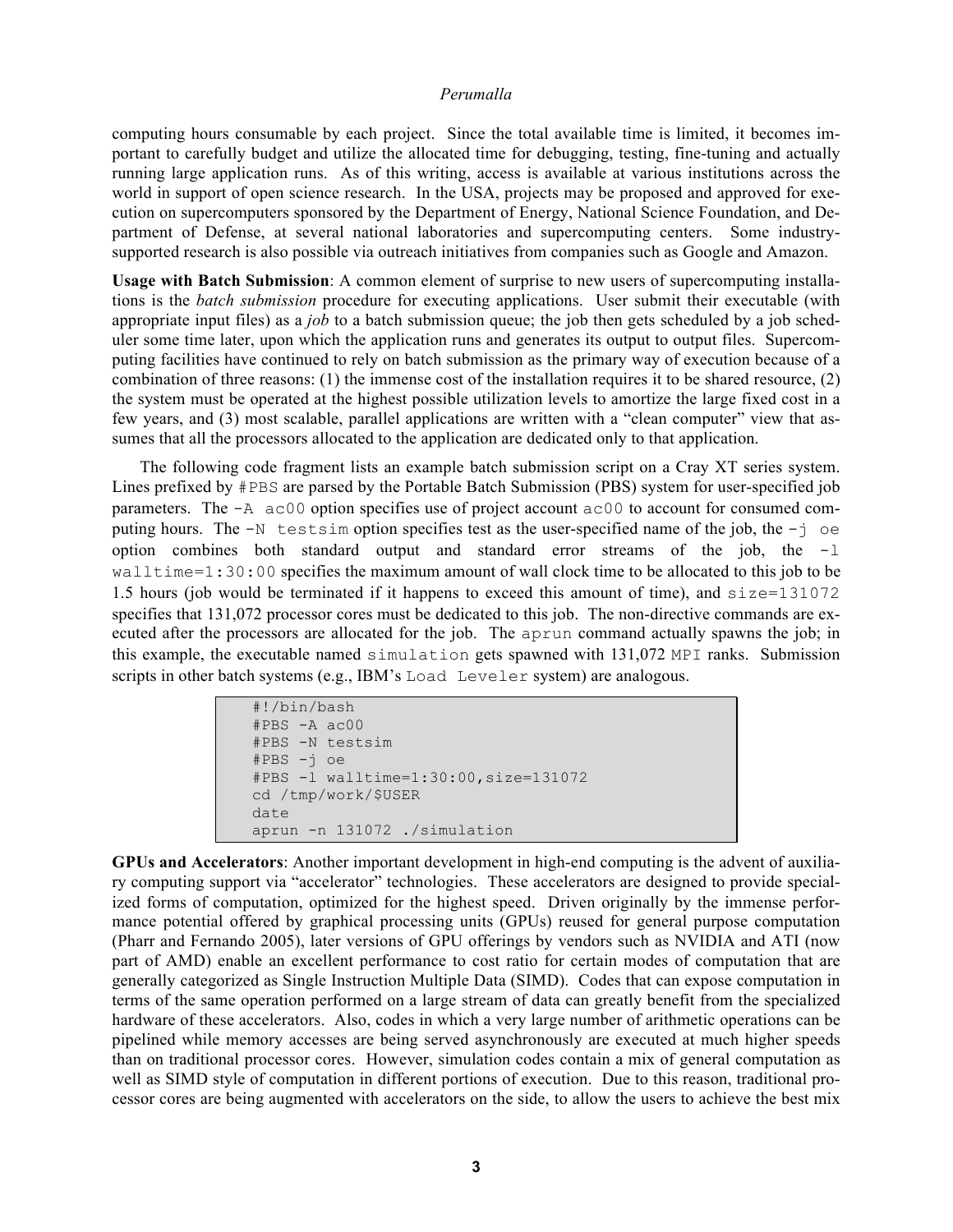computing hours consumable by each project. Since the total available time is limited, it becomes important to carefully budget and utilize the allocated time for debugging, testing, fine-tuning and actually running large application runs. As of this writing, access is available at various institutions across the world in support of open science research. In the USA, projects may be proposed and approved for execution on supercomputers sponsored by the Department of Energy, National Science Foundation, and Department of Defense, at several national laboratories and supercomputing centers. Some industry-supported research is also possible via outreach initiatives from companies such as Google and Amazon.

**Usage with Batch Submission**: A common element of surprise to new users of supercomputing installations is the *batch submission* procedure for executing applications. User submit their executable (with appropriate input files) as a *job* to a batch submission queue; the job then gets scheduled by a job scheduler some time later, upon which the application runs and generates its output to output files. Supercomputing facilities have continued to rely on batch submission as the primary way of execution because of a combination of three reasons: (1) the immense cost of the installation requires it to be shared resource, (2) the system must be operated at the highest possible utilization levels to amortize the large fixed cost in a few years, and (3) most scalable, parallel applications are written with a "clean computer" view that assumes that all the processors allocated to the application are dedicated only to that application.

The following code fragment lists an example batch submission script on a Cray XT series system. Lines prefixed by `#PBS` are parsed by the Portable Batch Submission (PBS) system for user-specified job parameters. The `-A ac00` option specifies use of project account `ac00` to account for consumed computing hours. The `-N testsim` option specifies test as the user-specified name of the job, the `-j oe` option combines both standard output and standard error streams of the job, the `-l walltime=1:30:00` specifies the maximum amount of wall clock time to be allocated to this job to be 1.5 hours (job would be terminated if it happens to exceed this amount of time), and `size=131072` specifies that 131,072 processor cores must be dedicated to this job. The non-directive commands are executed after the processors are allocated for the job. The `aprun` command actually spawns the job; in this example, the executable named `simulation` gets spawned with 131,072 `MPI` ranks. Submission scripts in other batch systems (e.g., IBM's `Load Leveler` system) are analogous.

```
#!/bin/bash
#PBS -A ac00
#PBS -N testsim
#PBS -j oe
#PBS -l walltime=1:30:00,size=131072
cd /tmp/work/$USER
date
aprun -n 131072 ./simulation
```

**GPUs and Accelerators**: Another important development in high-end computing is the advent of auxiliary computing support via "accelerator" technologies. These accelerators are designed to provide specialized forms of computation, optimized for the highest speed. Driven originally by the immense performance potential offered by graphical processing units (GPUs) reused for general purpose computation (Pharr and Fernando 2005), later versions of GPU offerings by vendors such as NVIDIA and ATI (now part of AMD) enable an excellent performance to cost ratio for certain modes of computation that are generally categorized as Single Instruction Multiple Data (SIMD). Codes that can expose computation in terms of the same operation performed on a large stream of data can greatly benefit from the specialized hardware of these accelerators. Also, codes in which a very large number of arithmetic operations can be pipelined while memory accesses are being served asynchronously are executed at much higher speeds than on traditional processor cores. However, simulation codes contain a mix of general computation as well as SIMD style of computation in different portions of execution. Due to this reason, traditional processor cores are being augmented with accelerators on the side, to allow the users to achieve the best mix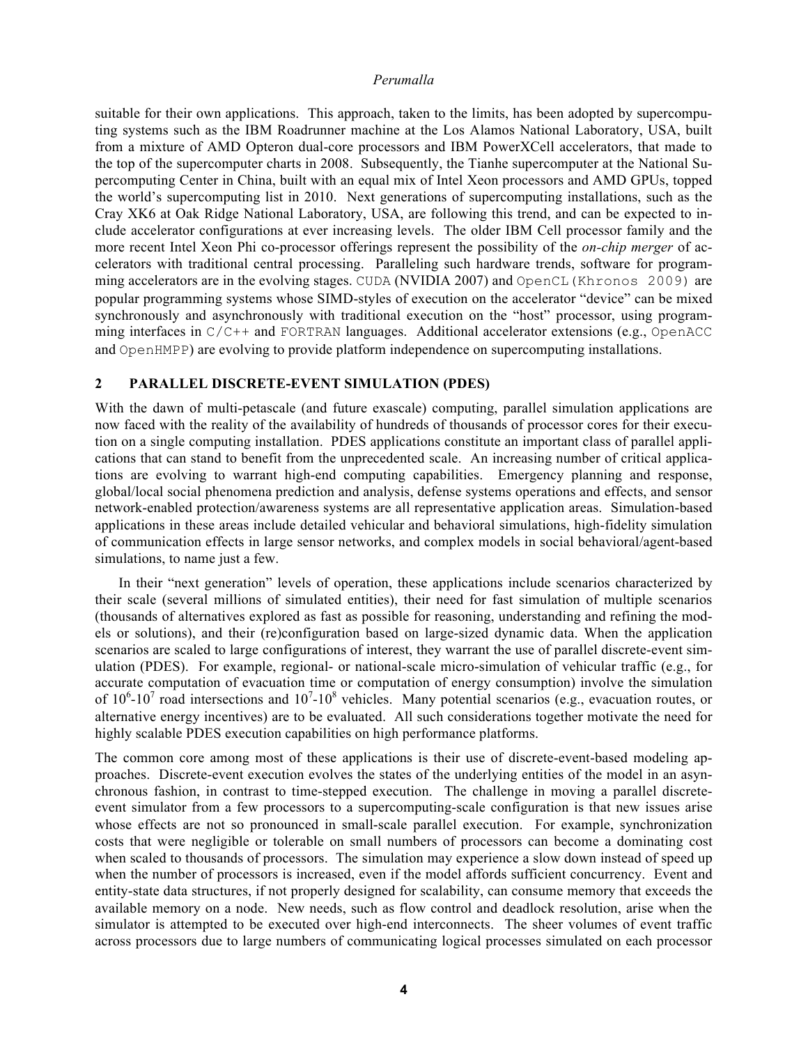suitable for their own applications. This approach, taken to the limits, has been adopted by supercomputing systems such as the IBM Roadrunner machine at the Los Alamos National Laboratory, USA, built from a mixture of AMD Opteron dual-core processors and IBM PowerXCell accelerators, that made to the top of the supercomputer charts in 2008. Subsequently, the Tianhe supercomputer at the National Supercomputing Center in China, built with an equal mix of Intel Xeon processors and AMD GPUs, topped the world's supercomputing list in 2010. Next generations of supercomputing installations, such as the Cray XK6 at Oak Ridge National Laboratory, USA, are following this trend, and can be expected to include accelerator configurations at ever increasing levels. The older IBM Cell processor family and the more recent Intel Xeon Phi co-processor offerings represent the possibility of the *on-chip merger* of accelerators with traditional central processing. Paralleling such hardware trends, software for programming accelerators are in the evolving stages. `CUDA` (NVIDIA 2007) and `OpenCL(Khronos 2009)` are popular programming systems whose SIMD-styles of execution on the accelerator "device" can be mixed synchronously and asynchronously with traditional execution on the "host" processor, using programming interfaces in `C/C++` and `FORTRAN` languages. Additional accelerator extensions (e.g., `OpenACC` and `OpenHMPP`) are evolving to provide platform independence on supercomputing installations.

## 2 PARALLEL DISCRETE-EVENT SIMULATION (PDES)

With the dawn of multi-petascale (and future exascale) computing, parallel simulation applications are now faced with the reality of the availability of hundreds of thousands of processor cores for their execution on a single computing installation. PDES applications constitute an important class of parallel applications that can stand to benefit from the unprecedented scale. An increasing number of critical applications are evolving to warrant high-end computing capabilities. Emergency planning and response, global/local social phenomena prediction and analysis, defense systems operations and effects, and sensor network-enabled protection/awareness systems are all representative application areas. Simulation-based applications in these areas include detailed vehicular and behavioral simulations, high-fidelity simulation of communication effects in large sensor networks, and complex models in social behavioral/agent-based simulations, to name just a few.

In their "next generation" levels of operation, these applications include scenarios characterized by their scale (several millions of simulated entities), their need for fast simulation of multiple scenarios (thousands of alternatives explored as fast as possible for reasoning, understanding and refining the models or solutions), and their (re)configuration based on large-sized dynamic data. When the application scenarios are scaled to large configurations of interest, they warrant the use of parallel discrete-event simulation (PDES). For example, regional- or national-scale micro-simulation of vehicular traffic (e.g., for accurate computation of evacuation time or computation of energy consumption) involve the simulation of $10^6$-$10^7$ road intersections and $10^7$-$10^8$ vehicles. Many potential scenarios (e.g., evacuation routes, or alternative energy incentives) are to be evaluated. All such considerations together motivate the need for highly scalable PDES execution capabilities on high performance platforms.

The common core among most of these applications is their use of discrete-event-based modeling approaches. Discrete-event execution evolves the states of the underlying entities of the model in an asynchronous fashion, in contrast to time-stepped execution. The challenge in moving a parallel discrete-event simulator from a few processors to a supercomputing-scale configuration is that new issues arise whose effects are not so pronounced in small-scale parallel execution. For example, synchronization costs that were negligible or tolerable on small numbers of processors can become a dominating cost when scaled to thousands of processors. The simulation may experience a slow down instead of speed up when the number of processors is increased, even if the model affords sufficient concurrency. Event and entity-state data structures, if not properly designed for scalability, can consume memory that exceeds the available memory on a node. New needs, such as flow control and deadlock resolution, arise when the simulator is attempted to be executed over high-end interconnects. The sheer volumes of event traffic across processors due to large numbers of communicating logical processes simulated on each processor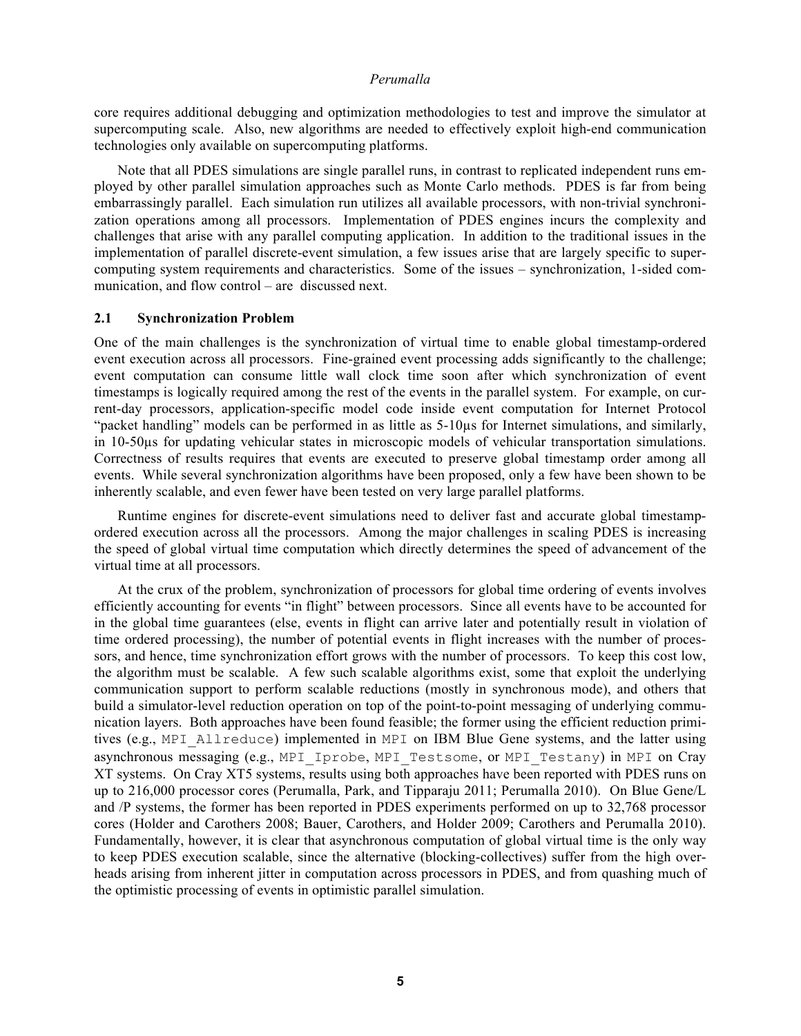core requires additional debugging and optimization methodologies to test and improve the simulator at supercomputing scale. Also, new algorithms are needed to effectively exploit high-end communication technologies only available on supercomputing platforms.

Note that all PDES simulations are single parallel runs, in contrast to replicated independent runs employed by other parallel simulation approaches such as Monte Carlo methods. PDES is far from being embarrassingly parallel. Each simulation run utilizes all available processors, with non-trivial synchronization operations among all processors. Implementation of PDES engines incurs the complexity and challenges that arise with any parallel computing application. In addition to the traditional issues in the implementation of parallel discrete-event simulation, a few issues arise that are largely specific to supercomputing system requirements and characteristics. Some of the issues – synchronization, 1-sided communication, and flow control – are discussed next.

## 2.1 Synchronization Problem

One of the main challenges is the synchronization of virtual time to enable global timestamp-ordered event execution across all processors. Fine-grained event processing adds significantly to the challenge; event computation can consume little wall clock time soon after which synchronization of event timestamps is logically required among the rest of the events in the parallel system. For example, on current-day processors, application-specific model code inside event computation for Internet Protocol "packet handling" models can be performed in as little as 5-10μs for Internet simulations, and similarly, in 10-50μs for updating vehicular states in microscopic models of vehicular transportation simulations. Correctness of results requires that events are executed to preserve global timestamp order among all events. While several synchronization algorithms have been proposed, only a few have been shown to be inherently scalable, and even fewer have been tested on very large parallel platforms.

Runtime engines for discrete-event simulations need to deliver fast and accurate global timestamp-ordered execution across all the processors. Among the major challenges in scaling PDES is increasing the speed of global virtual time computation which directly determines the speed of advancement of the virtual time at all processors.

At the crux of the problem, synchronization of processors for global time ordering of events involves efficiently accounting for events "in flight" between processors. Since all events have to be accounted for in the global time guarantees (else, events in flight can arrive later and potentially result in violation of time ordered processing), the number of potential events in flight increases with the number of processors, and hence, time synchronization effort grows with the number of processors. To keep this cost low, the algorithm must be scalable. A few such scalable algorithms exist, some that exploit the underlying communication support to perform scalable reductions (mostly in synchronous mode), and others that build a simulator-level reduction operation on top of the point-to-point messaging of underlying communication layers. Both approaches have been found feasible; the former using the efficient reduction primitives (e.g., `MPI_Allreduce`) implemented in `MPI` on IBM Blue Gene systems, and the latter using asynchronous messaging (e.g., `MPI_Iprobe`, `MPI_Testsome`, or `MPI_Testany`) in `MPI` on Cray XT systems. On Cray XT5 systems, results using both approaches have been reported with PDES runs on up to 216,000 processor cores (Perumalla, Park, and Tipparaju 2011; Perumalla 2010). On Blue Gene/L and /P systems, the former has been reported in PDES experiments performed on up to 32,768 processor cores (Holder and Carothers 2008; Bauer, Carothers, and Holder 2009; Carothers and Perumalla 2010). Fundamentally, however, it is clear that asynchronous computation of global virtual time is the only way to keep PDES execution scalable, since the alternative (blocking-collectives) suffer from the high overheads arising from inherent jitter in computation across processors in PDES, and from quashing much of the optimistic processing of events in optimistic parallel simulation.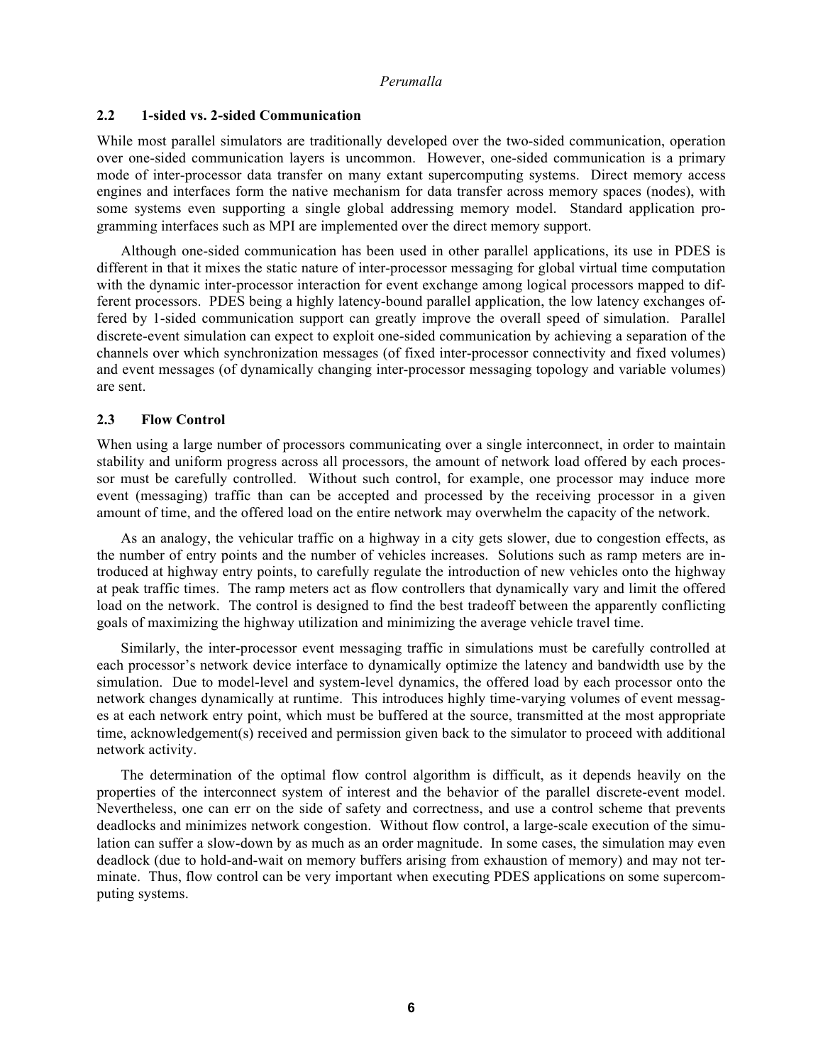### 2.2 1-sided vs. 2-sided Communication

While most parallel simulators are traditionally developed over the two-sided communication, operation over one-sided communication layers is uncommon. However, one-sided communication is a primary mode of inter-processor data transfer on many extant supercomputing systems. Direct memory access engines and interfaces form the native mechanism for data transfer across memory spaces (nodes), with some systems even supporting a single global addressing memory model. Standard application programming interfaces such as MPI are implemented over the direct memory support.

Although one-sided communication has been used in other parallel applications, its use in PDES is different in that it mixes the static nature of inter-processor messaging for global virtual time computation with the dynamic inter-processor interaction for event exchange among logical processors mapped to different processors. PDES being a highly latency-bound parallel application, the low latency exchanges offered by 1-sided communication support can greatly improve the overall speed of simulation. Parallel discrete-event simulation can expect to exploit one-sided communication by achieving a separation of the channels over which synchronization messages (of fixed inter-processor connectivity and fixed volumes) and event messages (of dynamically changing inter-processor messaging topology and variable volumes) are sent.

### 2.3 Flow Control

When using a large number of processors communicating over a single interconnect, in order to maintain stability and uniform progress across all processors, the amount of network load offered by each processor must be carefully controlled. Without such control, for example, one processor may induce more event (messaging) traffic than can be accepted and processed by the receiving processor in a given amount of time, and the offered load on the entire network may overwhelm the capacity of the network.

As an analogy, the vehicular traffic on a highway in a city gets slower, due to congestion effects, as the number of entry points and the number of vehicles increases. Solutions such as ramp meters are introduced at highway entry points, to carefully regulate the introduction of new vehicles onto the highway at peak traffic times. The ramp meters act as flow controllers that dynamically vary and limit the offered load on the network. The control is designed to find the best tradeoff between the apparently conflicting goals of maximizing the highway utilization and minimizing the average vehicle travel time.

Similarly, the inter-processor event messaging traffic in simulations must be carefully controlled at each processor's network device interface to dynamically optimize the latency and bandwidth use by the simulation. Due to model-level and system-level dynamics, the offered load by each processor onto the network changes dynamically at runtime. This introduces highly time-varying volumes of event messages at each network entry point, which must be buffered at the source, transmitted at the most appropriate time, acknowledgement(s) received and permission given back to the simulator to proceed with additional network activity.

The determination of the optimal flow control algorithm is difficult, as it depends heavily on the properties of the interconnect system of interest and the behavior of the parallel discrete-event model. Nevertheless, one can err on the side of safety and correctness, and use a control scheme that prevents deadlocks and minimizes network congestion. Without flow control, a large-scale execution of the simulation can suffer a slow-down by as much as an order magnitude. In some cases, the simulation may even deadlock (due to hold-and-wait on memory buffers arising from exhaustion of memory) and may not terminate. Thus, flow control can be very important when executing PDES applications on some supercomputing systems.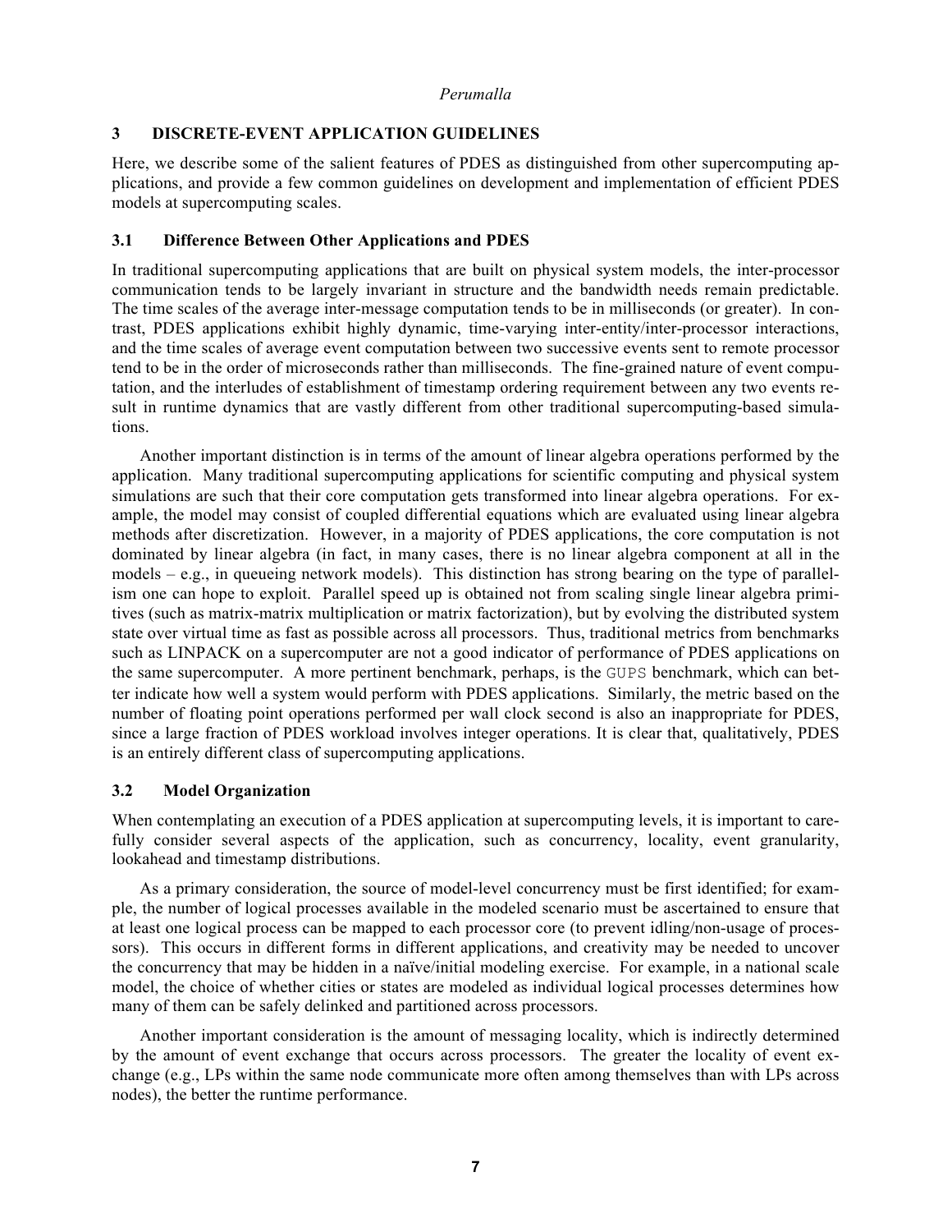## 3 DISCRETE-EVENT APPLICATION GUIDELINES

Here, we describe some of the salient features of PDES as distinguished from other supercomputing applications, and provide a few common guidelines on development and implementation of efficient PDES models at supercomputing scales.

### 3.1 Difference Between Other Applications and PDES

In traditional supercomputing applications that are built on physical system models, the inter-processor communication tends to be largely invariant in structure and the bandwidth needs remain predictable. The time scales of the average inter-message computation tends to be in milliseconds (or greater). In contrast, PDES applications exhibit highly dynamic, time-varying inter-entity/inter-processor interactions, and the time scales of average event computation between two successive events sent to remote processor tend to be in the order of microseconds rather than milliseconds. The fine-grained nature of event computation, and the interludes of establishment of timestamp ordering requirement between any two events result in runtime dynamics that are vastly different from other traditional supercomputing-based simulations.

Another important distinction is in terms of the amount of linear algebra operations performed by the application. Many traditional supercomputing applications for scientific computing and physical system simulations are such that their core computation gets transformed into linear algebra operations. For example, the model may consist of coupled differential equations which are evaluated using linear algebra methods after discretization. However, in a majority of PDES applications, the core computation is not dominated by linear algebra (in fact, in many cases, there is no linear algebra component at all in the models – e.g., in queueing network models). This distinction has strong bearing on the type of parallelism one can hope to exploit. Parallel speed up is obtained not from scaling single linear algebra primitives (such as matrix-matrix multiplication or matrix factorization), but by evolving the distributed system state over virtual time as fast as possible across all processors. Thus, traditional metrics from benchmarks such as LINPACK on a supercomputer are not a good indicator of performance of PDES applications on the same supercomputer. A more pertinent benchmark, perhaps, is the `GUPS` benchmark, which can better indicate how well a system would perform with PDES applications. Similarly, the metric based on the number of floating point operations performed per wall clock second is also an inappropriate for PDES, since a large fraction of PDES workload involves integer operations. It is clear that, qualitatively, PDES is an entirely different class of supercomputing applications.

### 3.2 Model Organization

When contemplating an execution of a PDES application at supercomputing levels, it is important to carefully consider several aspects of the application, such as concurrency, locality, event granularity, lookahead and timestamp distributions.

As a primary consideration, the source of model-level concurrency must be first identified; for example, the number of logical processes available in the modeled scenario must be ascertained to ensure that at least one logical process can be mapped to each processor core (to prevent idling/non-usage of processors). This occurs in different forms in different applications, and creativity may be needed to uncover the concurrency that may be hidden in a naïve/initial modeling exercise. For example, in a national scale model, the choice of whether cities or states are modeled as individual logical processes determines how many of them can be safely delinked and partitioned across processors.

Another important consideration is the amount of messaging locality, which is indirectly determined by the amount of event exchange that occurs across processors. The greater the locality of event exchange (e.g., LPs within the same node communicate more often among themselves than with LPs across nodes), the better the runtime performance.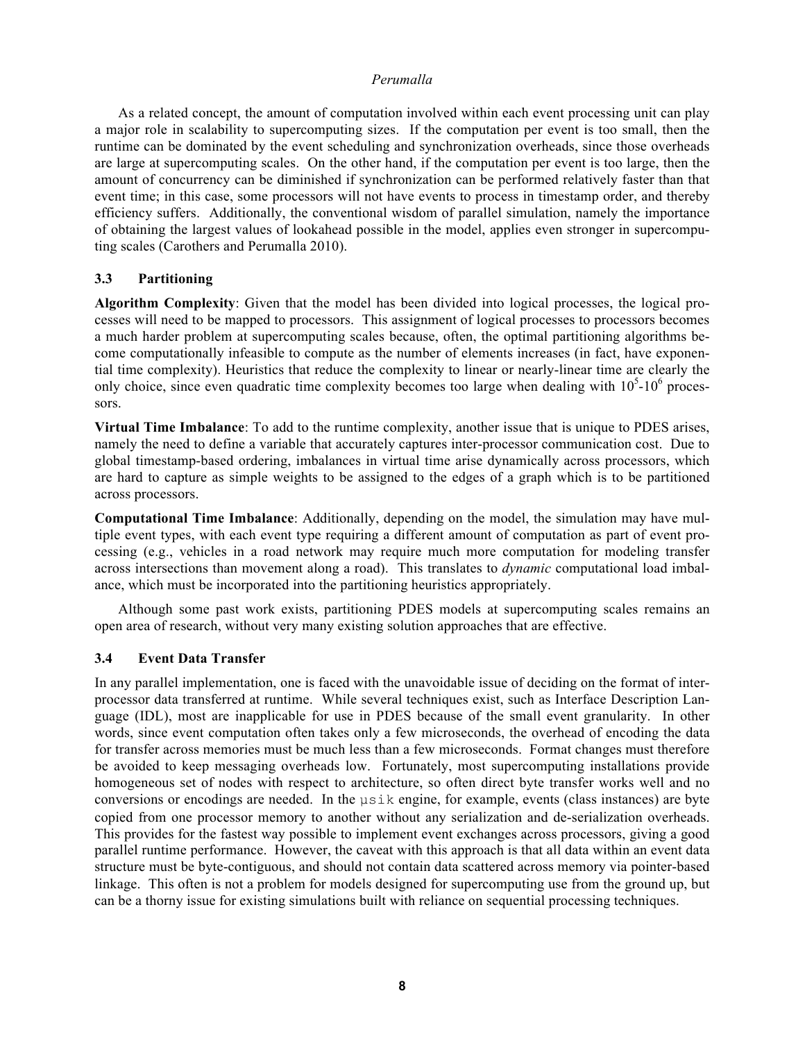As a related concept, the amount of computation involved within each event processing unit can play a major role in scalability to supercomputing sizes. If the computation per event is too small, then the runtime can be dominated by the event scheduling and synchronization overheads, since those overheads are large at supercomputing scales. On the other hand, if the computation per event is too large, then the amount of concurrency can be diminished if synchronization can be performed relatively faster than that event time; in this case, some processors will not have events to process in timestamp order, and thereby efficiency suffers. Additionally, the conventional wisdom of parallel simulation, namely the importance of obtaining the largest values of lookahead possible in the model, applies even stronger in supercomputing scales (Carothers and Perumalla 2010).

### 3.3 Partitioning

**Algorithm Complexity**: Given that the model has been divided into logical processes, the logical processes will need to be mapped to processors. This assignment of logical processes to processors becomes a much harder problem at supercomputing scales because, often, the optimal partitioning algorithms become computationally infeasible to compute as the number of elements increases (in fact, have exponential time complexity). Heuristics that reduce the complexity to linear or nearly-linear time are clearly the only choice, since even quadratic time complexity becomes too large when dealing with $10^5$-$10^6$ processors.

**Virtual Time Imbalance**: To add to the runtime complexity, another issue that is unique to PDES arises, namely the need to define a variable that accurately captures inter-processor communication cost. Due to global timestamp-based ordering, imbalances in virtual time arise dynamically across processors, which are hard to capture as simple weights to be assigned to the edges of a graph which is to be partitioned across processors.

**Computational Time Imbalance**: Additionally, depending on the model, the simulation may have multiple event types, with each event type requiring a different amount of computation as part of event processing (e.g., vehicles in a road network may require much more computation for modeling transfer across intersections than movement along a road). This translates to *dynamic* computational load imbalance, which must be incorporated into the partitioning heuristics appropriately.

Although some past work exists, partitioning PDES models at supercomputing scales remains an open area of research, without very many existing solution approaches that are effective.

### 3.4 Event Data Transfer

In any parallel implementation, one is faced with the unavoidable issue of deciding on the format of inter-processor data transferred at runtime. While several techniques exist, such as Interface Description Language (IDL), most are inapplicable for use in PDES because of the small event granularity. In other words, since event computation often takes only a few microseconds, the overhead of encoding the data for transfer across memories must be much less than a few microseconds. Format changes must therefore be avoided to keep messaging overheads low. Fortunately, most supercomputing installations provide homogeneous set of nodes with respect to architecture, so often direct byte transfer works well and no conversions or encodings are needed. In the µsik engine, for example, events (class instances) are byte copied from one processor memory to another without any serialization and de-serialization overheads. This provides for the fastest way possible to implement event exchanges across processors, giving a good parallel runtime performance. However, the caveat with this approach is that all data within an event data structure must be byte-contiguous, and should not contain data scattered across memory via pointer-based linkage. This often is not a problem for models designed for supercomputing use from the ground up, but can be a thorny issue for existing simulations built with reliance on sequential processing techniques.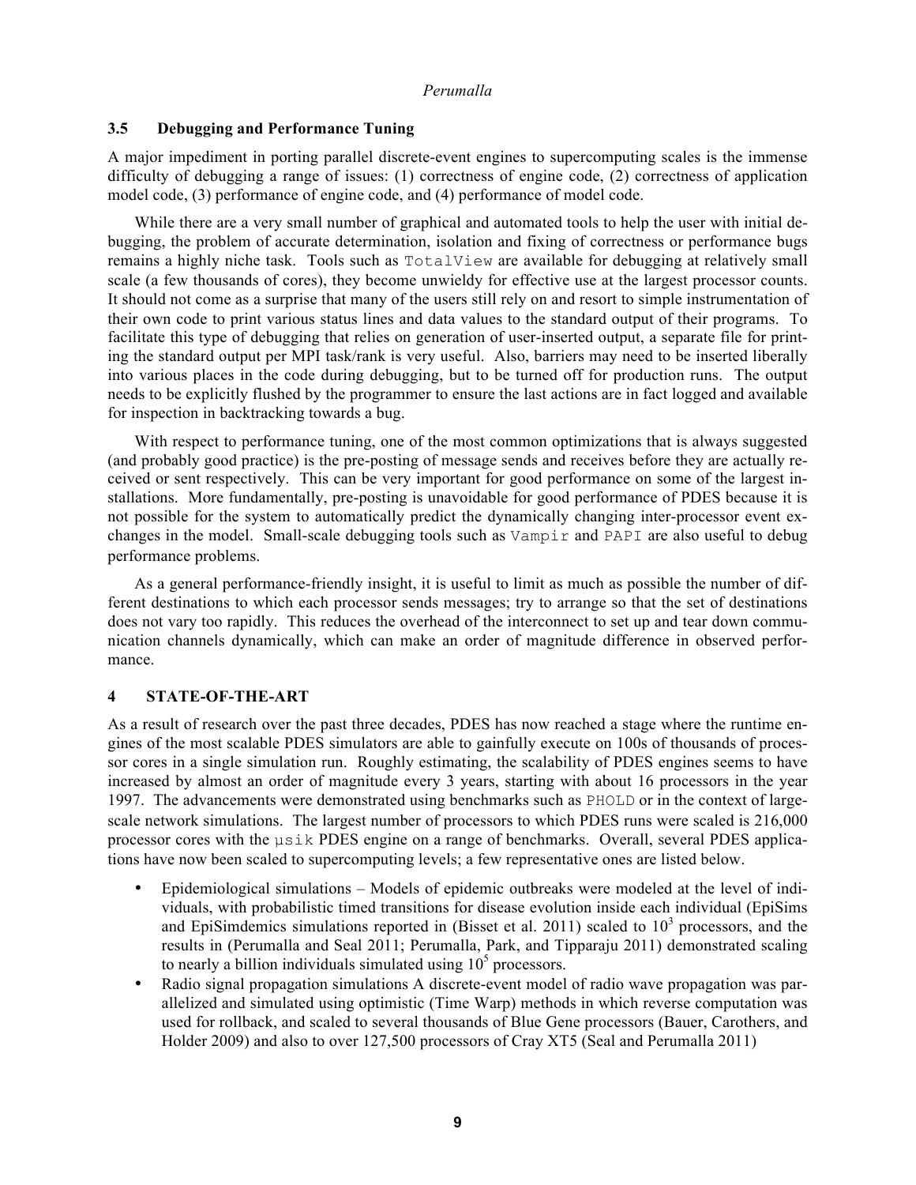### 3.5 Debugging and Performance Tuning

A major impediment in porting parallel discrete-event engines to supercomputing scales is the immense difficulty of debugging a range of issues: (1) correctness of engine code, (2) correctness of application model code, (3) performance of engine code, and (4) performance of model code.

While there are a very small number of graphical and automated tools to help the user with initial debugging, the problem of accurate determination, isolation and fixing of correctness or performance bugs remains a highly niche task. Tools such as `TotalView` are available for debugging at relatively small scale (a few thousands of cores), they become unwieldy for effective use at the largest processor counts. It should not come as a surprise that many of the users still rely on and resort to simple instrumentation of their own code to print various status lines and data values to the standard output of their programs. To facilitate this type of debugging that relies on generation of user-inserted output, a separate file for printing the standard output per MPI task/rank is very useful. Also, barriers may need to be inserted liberally into various places in the code during debugging, but to be turned off for production runs. The output needs to be explicitly flushed by the programmer to ensure the last actions are in fact logged and available for inspection in backtracking towards a bug.

With respect to performance tuning, one of the most common optimizations that is always suggested (and probably good practice) is the pre-posting of message sends and receives before they are actually received or sent respectively. This can be very important for good performance on some of the largest installations. More fundamentally, pre-posting is unavoidable for good performance of PDES because it is not possible for the system to automatically predict the dynamically changing inter-processor event exchanges in the model. Small-scale debugging tools such as `Vampir` and `PAPI` are also useful to debug performance problems.

As a general performance-friendly insight, it is useful to limit as much as possible the number of different destinations to which each processor sends messages; try to arrange so that the set of destinations does not vary too rapidly. This reduces the overhead of the interconnect to set up and tear down communication channels dynamically, which can make an order of magnitude difference in observed performance.

## 4 STATE-OF-THE-ART

As a result of research over the past three decades, PDES has now reached a stage where the runtime engines of the most scalable PDES simulators are able to gainfully execute on 100s of thousands of processor cores in a single simulation run. Roughly estimating, the scalability of PDES engines seems to have increased by almost an order of magnitude every 3 years, starting with about 16 processors in the year 1997. The advancements were demonstrated using benchmarks such as `PHOLD` or in the context of large-scale network simulations. The largest number of processors to which PDES runs were scaled is 216,000 processor cores with the `µsik` PDES engine on a range of benchmarks. Overall, several PDES applications have now been scaled to supercomputing levels; a few representative ones are listed below.

- Epidemiological simulations – Models of epidemic outbreaks were modeled at the level of individuals, with probabilistic timed transitions for disease evolution inside each individual (EpiSims and EpiSimdemics simulations reported in (Bisset et al. 2011) scaled to $10^3$ processors, and the results in (Perumalla and Seal 2011; Perumalla, Park, and Tipparaju 2011) demonstrated scaling to nearly a billion individuals simulated using $10^5$ processors.
- Radio signal propagation simulations A discrete-event model of radio wave propagation was parallelized and simulated using optimistic (Time Warp) methods in which reverse computation was used for rollback, and scaled to several thousands of Blue Gene processors (Bauer, Carothers, and Holder 2009) and also to over 127,500 processors of Cray XT5 (Seal and Perumalla 2011)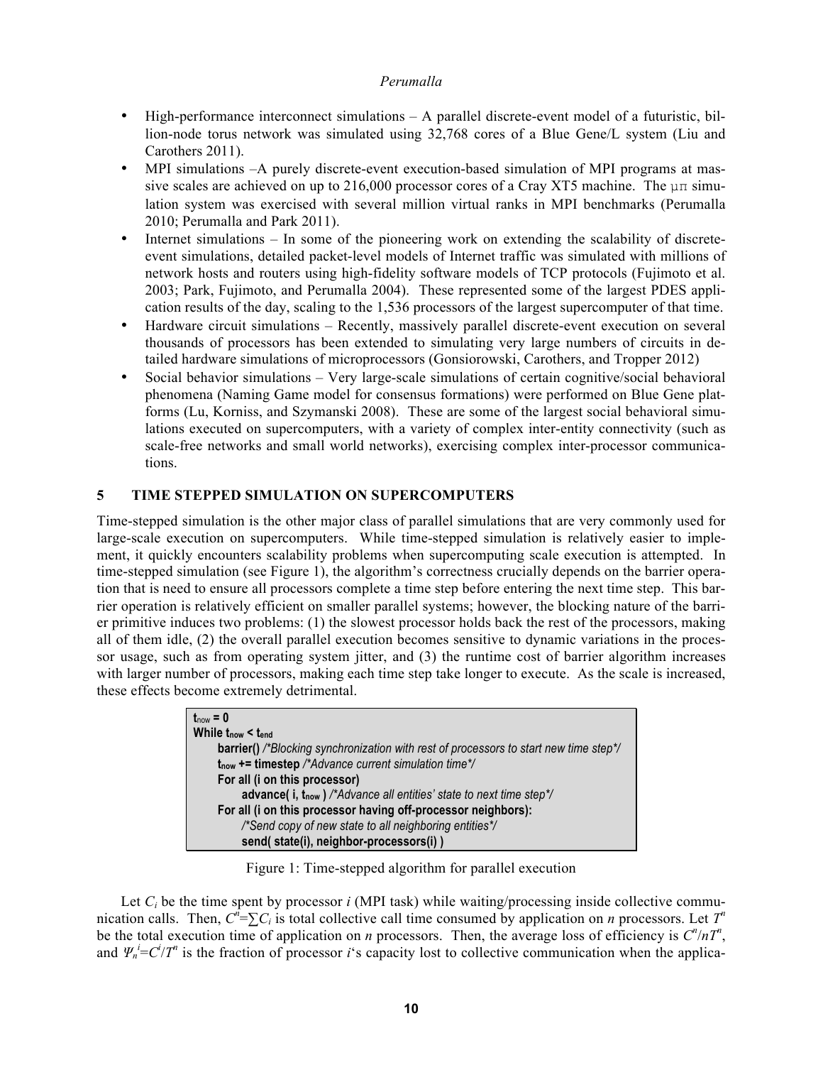- High-performance interconnect simulations – A parallel discrete-event model of a futuristic, billion-node torus network was simulated using 32,768 cores of a Blue Gene/L system (Liu and Carothers 2011).
- MPI simulations –A purely discrete-event execution-based simulation of MPI programs at massive scales are achieved on up to 216,000 processor cores of a Cray XT5 machine. The µπ simulation system was exercised with several million virtual ranks in MPI benchmarks (Perumalla 2010; Perumalla and Park 2011).
- Internet simulations – In some of the pioneering work on extending the scalability of discrete-event simulations, detailed packet-level models of Internet traffic was simulated with millions of network hosts and routers using high-fidelity software models of TCP protocols (Fujimoto et al. 2003; Park, Fujimoto, and Perumalla 2004). These represented some of the largest PDES application results of the day, scaling to the 1,536 processors of the largest supercomputer of that time.
- Hardware circuit simulations – Recently, massively parallel discrete-event execution on several thousands of processors has been extended to simulating very large numbers of circuits in detailed hardware simulations of microprocessors (Gonsiorowski, Carothers, and Tropper 2012)
- Social behavior simulations – Very large-scale simulations of certain cognitive/social behavioral phenomena (Naming Game model for consensus formations) were performed on Blue Gene platforms (Lu, Korniss, and Szymanski 2008). These are some of the largest social behavioral simulations executed on supercomputers, with a variety of complex inter-entity connectivity (such as scale-free networks and small world networks), exercising complex inter-processor communications.

## 5 TIME STEPPED SIMULATION ON SUPERCOMPUTERS

Time-stepped simulation is the other major class of parallel simulations that are very commonly used for large-scale execution on supercomputers. While time-stepped simulation is relatively easier to implement, it quickly encounters scalability problems when supercomputing scale execution is attempted. In time-stepped simulation (see Figure 1), the algorithm's correctness crucially depends on the barrier operation that is need to ensure all processors complete a time step before entering the next time step. This barrier operation is relatively efficient on smaller parallel systems; however, the blocking nature of the barrier primitive induces two problems: (1) the slowest processor holds back the rest of the processors, making all of them idle, (2) the overall parallel execution becomes sensitive to dynamic variations in the processor usage, such as from operating system jitter, and (3) the runtime cost of barrier algorithm increases with larger number of processors, making each time step take longer to execute. As the scale is increased, these effects become extremely detrimental.

```
tnow = 0
While tnow < tend
    barrier() /*Blocking synchronization with rest of processors to start new time step*/
    tnow += timestep /*Advance current simulation time*/
    For all (i on this processor)
        advance( i, tnow ) /*Advance all entities' state to next time step*/
    For all (i on this processor having off-processor neighbors):
        /*Send copy of new state to all neighboring entities*/
        send( state(i), neighbor-processors(i) )
```

Figure 1: Time-stepped algorithm for parallel execution

Let $C_i$ be the time spent by processor $i$ (MPI task) while waiting/processing inside collective communication calls. Then, $C^n = \sum C_i$ is total collective call time consumed by application on $n$ processors. Let $T^n$ be the total execution time of application on $n$ processors. Then, the average loss of efficiency is $C^n/nT^n$, and $\Psi_n^i = C^i/T^n$ is the fraction of processor $i$'s capacity lost to collective communication when the applica-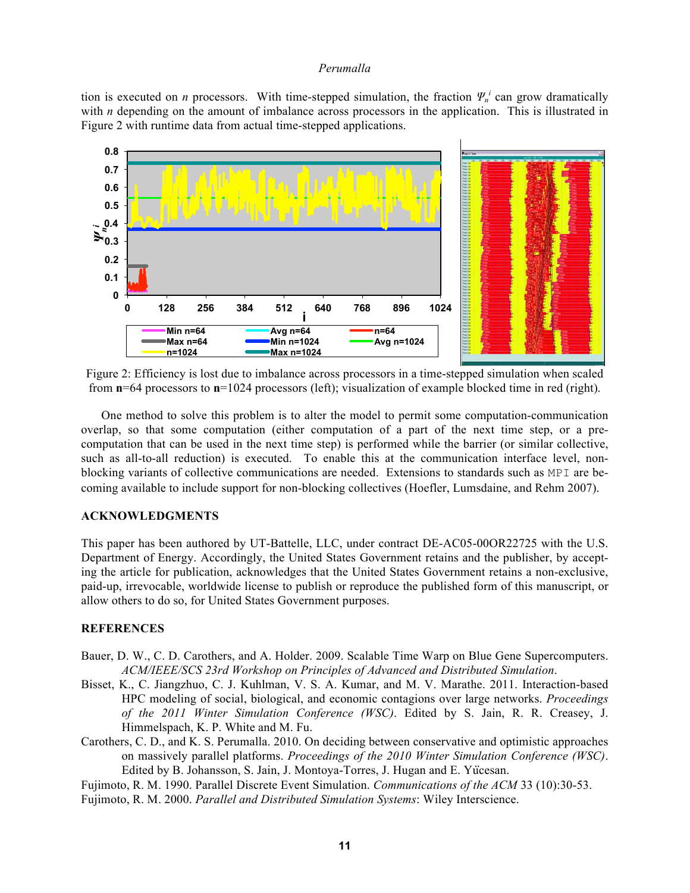tion is executed on *n* processors. With time-stepped simulation, the fraction $\Psi_n^i$ can grow dramatically with *n* depending on the amount of imbalance across processors in the application. This is illustrated in Figure 2 with runtime data from actual time-stepped applications.

Figure 2: Efficiency is lost due to imbalance across processors in a time-stepped simulation when scaled from **n**=64 processors to **n**=1024 processors (left); visualization of example blocked time in red (right).

One method to solve this problem is to alter the model to permit some computation-communication overlap, so that some computation (either computation of a part of the next time step, or a pre-computation that can be used in the next time step) is performed while the barrier (or similar collective, such as all-to-all reduction) is executed. To enable this at the communication interface level, non-blocking variants of collective communications are needed. Extensions to standards such as `MPI` are becoming available to include support for non-blocking collectives (Hoefler, Lumsdaine, and Rehm 2007).

## ACKNOWLEDGMENTS

This paper has been authored by UT-Battelle, LLC, under contract DE-AC05-00OR22725 with the U.S. Department of Energy. Accordingly, the United States Government retains and the publisher, by accepting the article for publication, acknowledges that the United States Government retains a non-exclusive, paid-up, irrevocable, worldwide license to publish or reproduce the published form of this manuscript, or allow others to do so, for United States Government purposes.

## REFERENCES

Bauer, D. W., C. D. Carothers, and A. Holder. 2009. Scalable Time Warp on Blue Gene Supercomputers. *ACM/IEEE/SCS 23rd Workshop on Principles of Advanced and Distributed Simulation*.

Bisset, K., C. Jiangzhuo, C. J. Kuhlman, V. S. A. Kumar, and M. V. Marathe. 2011. Interaction-based HPC modeling of social, biological, and economic contagions over large networks. *Proceedings of the 2011 Winter Simulation Conference (WSC)*. Edited by S. Jain, R. R. Creasey, J. Himmelspach, K. P. White and M. Fu.

Carothers, C. D., and K. S. Perumalla. 2010. On deciding between conservative and optimistic approaches on massively parallel platforms. *Proceedings of the 2010 Winter Simulation Conference (WSC)*. Edited by B. Johansson, S. Jain, J. Montoya-Torres, J. Hugan and E. Yücesan.

Fujimoto, R. M. 1990. Parallel Discrete Event Simulation. *Communications of the ACM* 33 (10):30-53.

Fujimoto, R. M. 2000. *Parallel and Distributed Simulation Systems*: Wiley Interscience.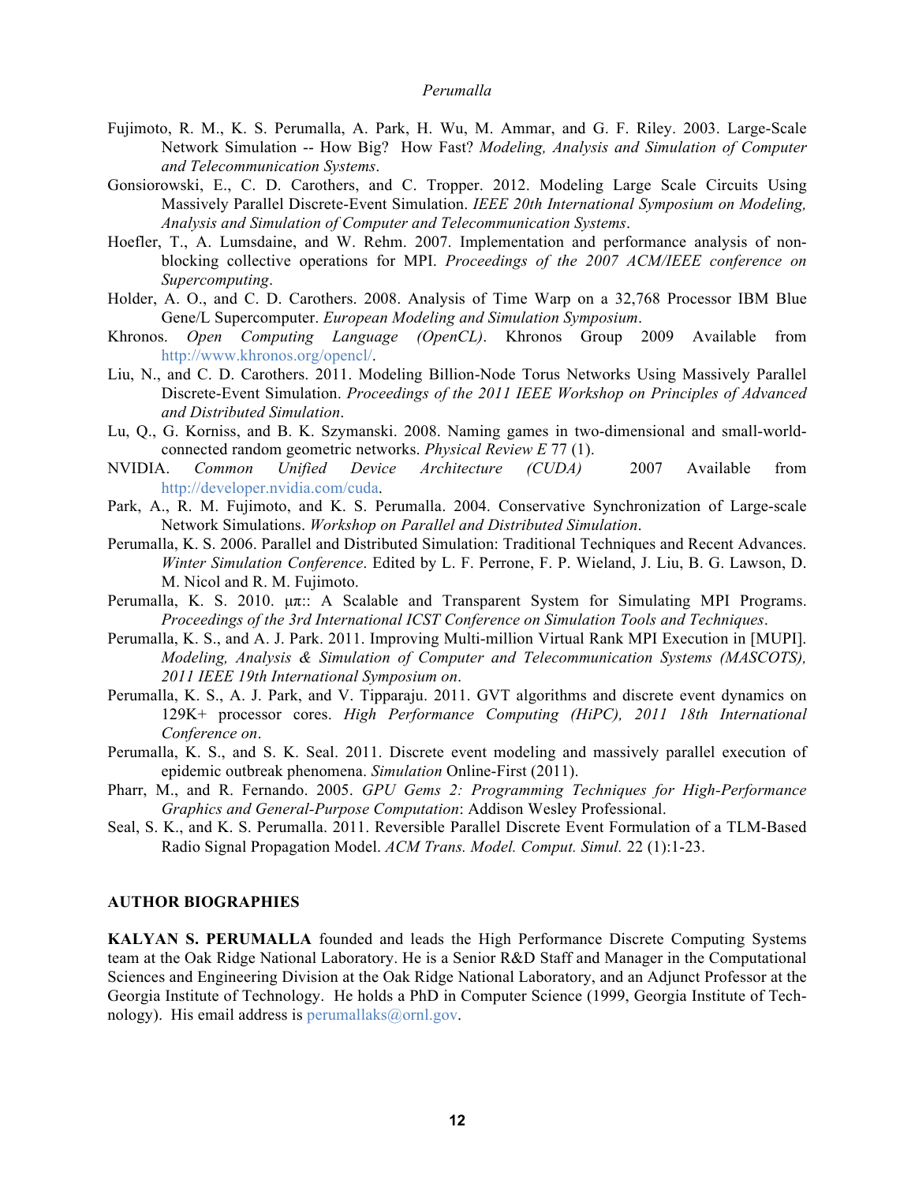Fujimoto, R. M., K. S. Perumalla, A. Park, H. Wu, M. Ammar, and G. F. Riley. 2003. Large-Scale Network Simulation -- How Big? How Fast? *Modeling, Analysis and Simulation of Computer and Telecommunication Systems*.

Gonsiorowski, E., C. D. Carothers, and C. Tropper. 2012. Modeling Large Scale Circuits Using Massively Parallel Discrete-Event Simulation. *IEEE 20th International Symposium on Modeling, Analysis and Simulation of Computer and Telecommunication Systems*.

Hoefler, T., A. Lumsdaine, and W. Rehm. 2007. Implementation and performance analysis of non-blocking collective operations for MPI. *Proceedings of the 2007 ACM/IEEE conference on Supercomputing*.

Holder, A. O., and C. D. Carothers. 2008. Analysis of Time Warp on a 32,768 Processor IBM Blue Gene/L Supercomputer. *European Modeling and Simulation Symposium*.

Khronos. *Open Computing Language (OpenCL)*. Khronos Group 2009 Available from http://www.khronos.org/opencl/.

Liu, N., and C. D. Carothers. 2011. Modeling Billion-Node Torus Networks Using Massively Parallel Discrete-Event Simulation. *Proceedings of the 2011 IEEE Workshop on Principles of Advanced and Distributed Simulation*.

Lu, Q., G. Korniss, and B. K. Szymanski. 2008. Naming games in two-dimensional and small-world-connected random geometric networks. *Physical Review E* 77 (1).

NVIDIA. *Common Unified Device Architecture (CUDA)* 2007 Available from http://developer.nvidia.com/cuda.

Park, A., R. M. Fujimoto, and K. S. Perumalla. 2004. Conservative Synchronization of Large-scale Network Simulations. *Workshop on Parallel and Distributed Simulation*.

Perumalla, K. S. 2006. Parallel and Distributed Simulation: Traditional Techniques and Recent Advances. *Winter Simulation Conference*. Edited by L. F. Perrone, F. P. Wieland, J. Liu, B. G. Lawson, D. M. Nicol and R. M. Fujimoto.

Perumalla, K. S. 2010. μπ:: A Scalable and Transparent System for Simulating MPI Programs. *Proceedings of the 3rd International ICST Conference on Simulation Tools and Techniques*.

Perumalla, K. S., and A. J. Park. 2011. Improving Multi-million Virtual Rank MPI Execution in [MUPI]. *Modeling, Analysis & Simulation of Computer and Telecommunication Systems (MASCOTS), 2011 IEEE 19th International Symposium on*.

Perumalla, K. S., A. J. Park, and V. Tipparaju. 2011. GVT algorithms and discrete event dynamics on 129K+ processor cores. *High Performance Computing (HiPC), 2011 18th International Conference on*.

Perumalla, K. S., and S. K. Seal. 2011. Discrete event modeling and massively parallel execution of epidemic outbreak phenomena. *Simulation* Online-First (2011).

Pharr, M., and R. Fernando. 2005. *GPU Gems 2: Programming Techniques for High-Performance Graphics and General-Purpose Computation*: Addison Wesley Professional.

Seal, S. K., and K. S. Perumalla. 2011. Reversible Parallel Discrete Event Formulation of a TLM-Based Radio Signal Propagation Model. *ACM Trans. Model. Comput. Simul.* 22 (1):1-23.

## AUTHOR BIOGRAPHIES

**KALYAN S. PERUMALLA** founded and leads the High Performance Discrete Computing Systems team at the Oak Ridge National Laboratory. He is a Senior R&D Staff and Manager in the Computational Sciences and Engineering Division at the Oak Ridge National Laboratory, and an Adjunct Professor at the Georgia Institute of Technology. He holds a PhD in Computer Science (1999, Georgia Institute of Technology). His email address is perumallaks@ornl.gov.